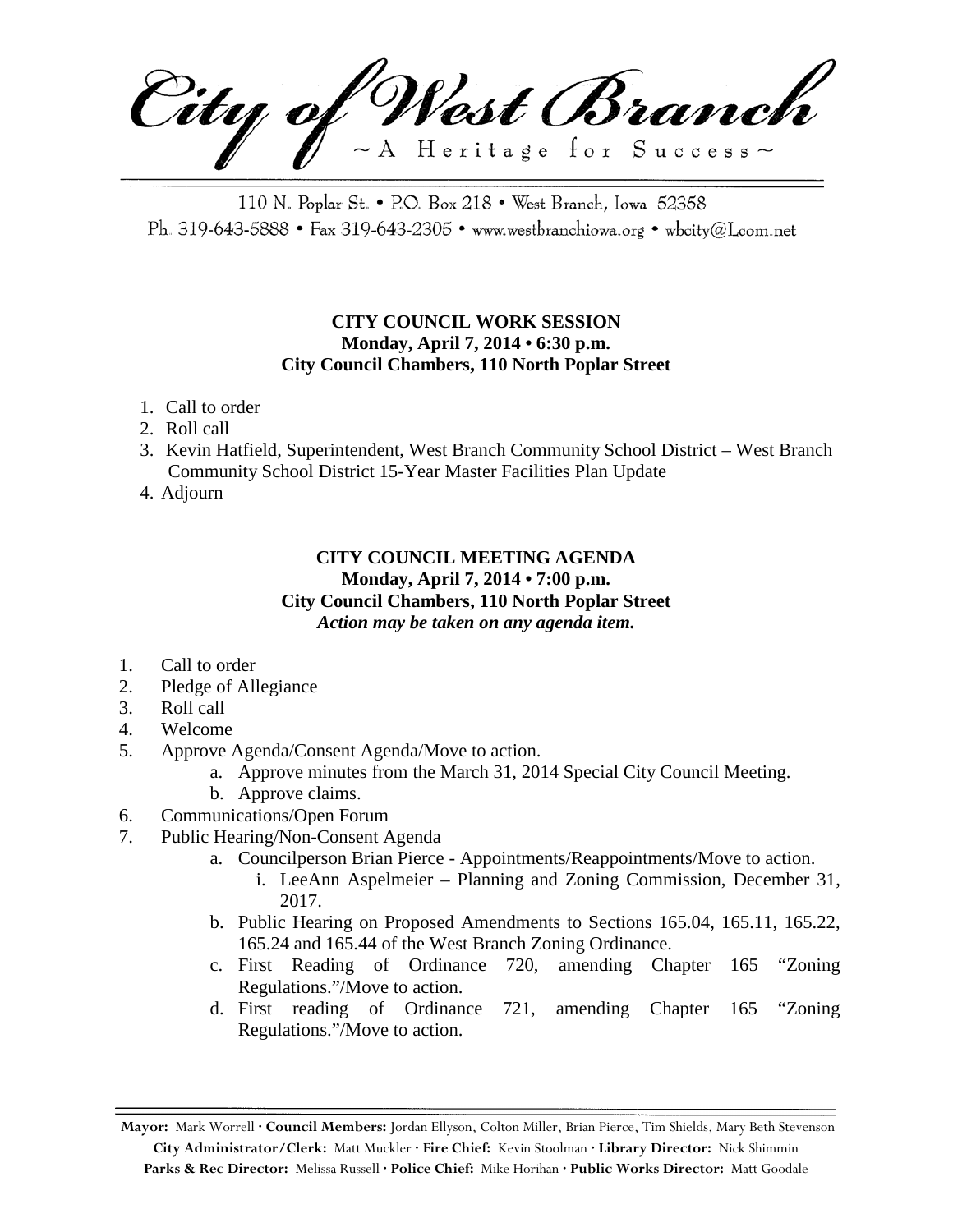# City of West Branch

~ A Heritage for Success ~

110 N. Poplar St. • P.O. Box 218 • West Branch, Iowa 52358
Ph. 319-643-5888 • Fax 319-643-2305 • www.westbranchiowa.org • wbcity@Lcom.net

**CITY COUNCIL WORK SESSION**
**Monday, April 7, 2014 • 6:30 p.m.**
**City Council Chambers, 110 North Poplar Street**

1. Call to order
2. Roll call
3. Kevin Hatfield, Superintendent, West Branch Community School District – West Branch Community School District 15-Year Master Facilities Plan Update
4. Adjourn

**CITY COUNCIL MEETING AGENDA**
**Monday, April 7, 2014 • 7:00 p.m.**
**City Council Chambers, 110 North Poplar Street**
***Action may be taken on any agenda item.***

1. Call to order
2. Pledge of Allegiance
3. Roll call
4. Welcome
5. Approve Agenda/Consent Agenda/Move to action.
   a. Approve minutes from the March 31, 2014 Special City Council Meeting.
   b. Approve claims.
6. Communications/Open Forum
7. Public Hearing/Non-Consent Agenda
   a. Councilperson Brian Pierce - Appointments/Reappointments/Move to action.
      i. LeeAnn Aspelmeier – Planning and Zoning Commission, December 31, 2017.
   b. Public Hearing on Proposed Amendments to Sections 165.04, 165.11, 165.22, 165.24 and 165.44 of the West Branch Zoning Ordinance.
   c. First Reading of Ordinance 720, amending Chapter 165 "Zoning Regulations."/Move to action.
   d. First reading of Ordinance 721, amending Chapter 165 "Zoning Regulations."/Move to action.

**Mayor:** Mark Worrell · **Council Members:** Jordan Ellyson, Colton Miller, Brian Pierce, Tim Shields, Mary Beth Stevenson
**City Administrator/Clerk:** Matt Muckler · **Fire Chief:** Kevin Stoolman · **Library Director:** Nick Shimmin
**Parks & Rec Director:** Melissa Russell · **Police Chief:** Mike Horihan · **Public Works Director:** Matt Goodale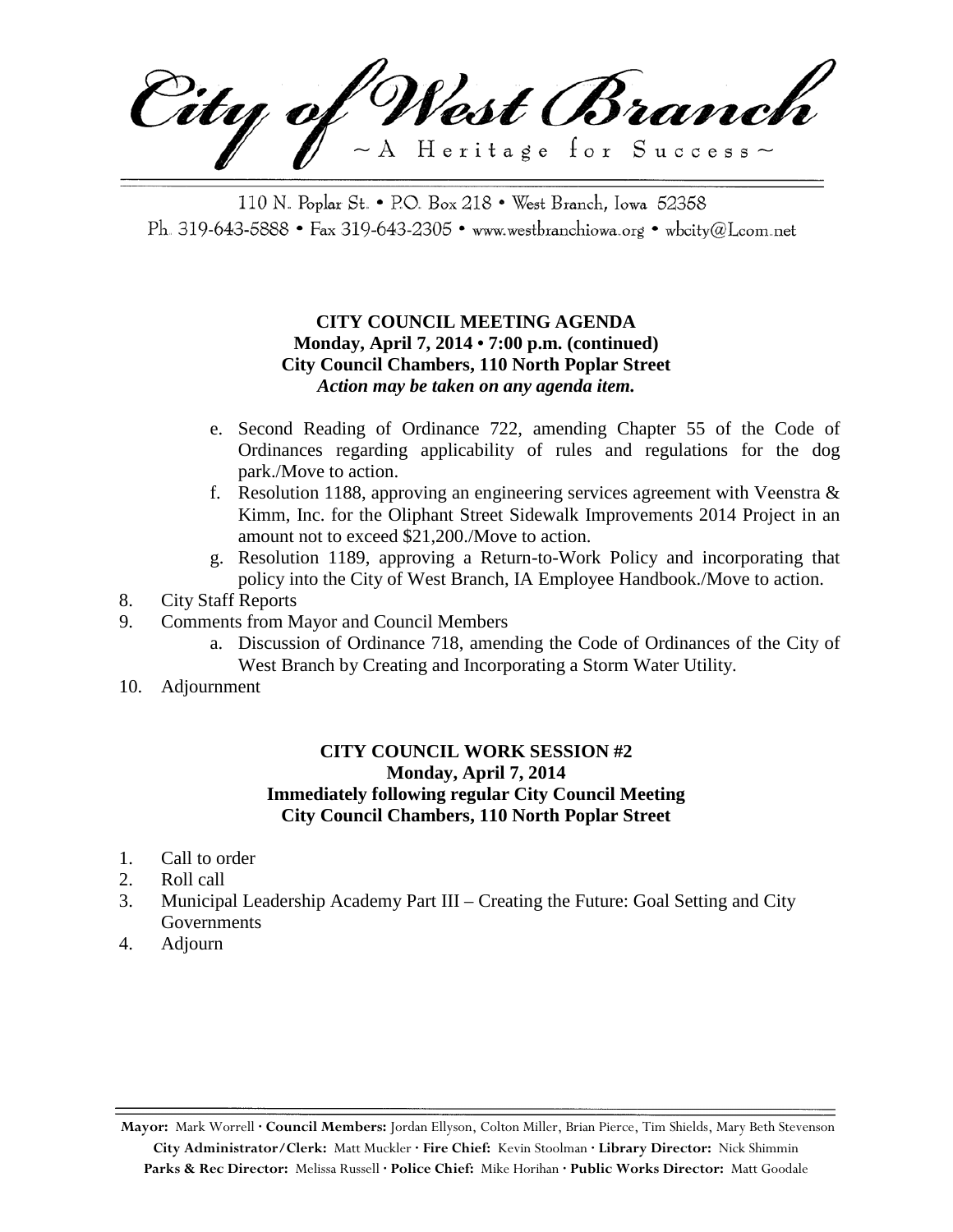City of West Branch

~ A Heritage for Success ~

110 N. Poplar St. • P.O. Box 218 • West Branch, Iowa 52358
Ph. 319-643-5888 • Fax 319-643-2305 • www.westbranchiowa.org • wbcity@Lcom.net

**CITY COUNCIL MEETING AGENDA**
**Monday, April 7, 2014 • 7:00 p.m. (continued)**
**City Council Chambers, 110 North Poplar Street**
***Action may be taken on any agenda item.***

   e. Second Reading of Ordinance 722, amending Chapter 55 of the Code of Ordinances regarding applicability of rules and regulations for the dog park./Move to action.
   f. Resolution 1188, approving an engineering services agreement with Veenstra & Kimm, Inc. for the Oliphant Street Sidewalk Improvements 2014 Project in an amount not to exceed $21,200./Move to action.
   g. Resolution 1189, approving a Return-to-Work Policy and incorporating that policy into the City of West Branch, IA Employee Handbook./Move to action.

8. City Staff Reports
9. Comments from Mayor and Council Members
   a. Discussion of Ordinance 718, amending the Code of Ordinances of the City of West Branch by Creating and Incorporating a Storm Water Utility.
10. Adjournment

**CITY COUNCIL WORK SESSION #2**
**Monday, April 7, 2014**
**Immediately following regular City Council Meeting**
**City Council Chambers, 110 North Poplar Street**

1. Call to order
2. Roll call
3. Municipal Leadership Academy Part III – Creating the Future: Goal Setting and City Governments
4. Adjourn

**Mayor:** Mark Worrell · **Council Members:** Jordan Ellyson, Colton Miller, Brian Pierce, Tim Shields, Mary Beth Stevenson
**City Administrator/Clerk:** Matt Muckler · **Fire Chief:** Kevin Stoolman · **Library Director:** Nick Shimmin
**Parks & Rec Director:** Melissa Russell · **Police Chief:** Mike Horihan · **Public Works Director:** Matt Goodale